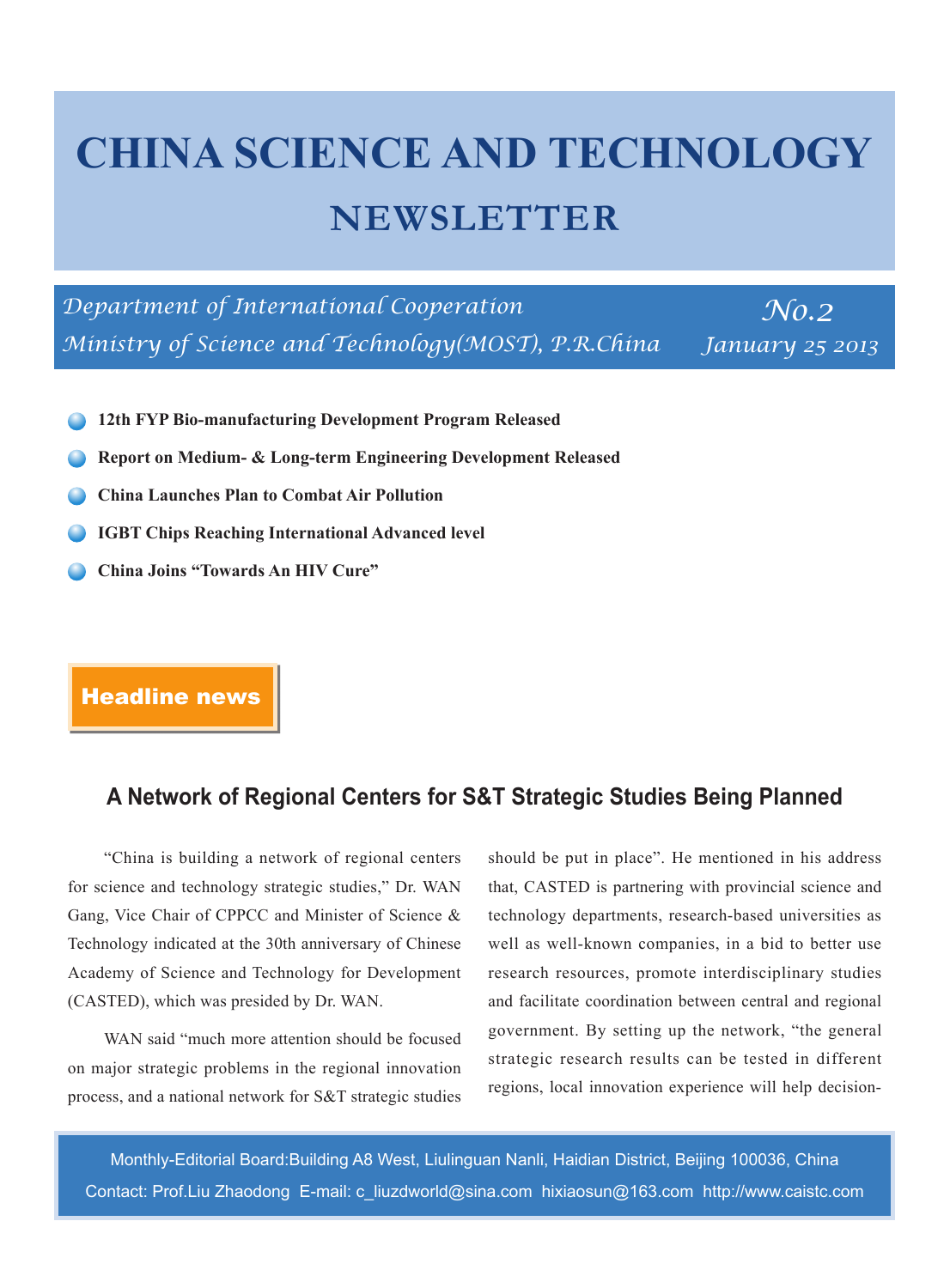# CHINA SCIENCE AND TECHNOLOGY NEWSLETTER

*Department of International Cooperation*
*Ministry of Science and Technology(MOST), P.R.China*

*No.2*
*January 25 2013*

- **12th FYP Bio-manufacturing Development Program Released**
- **Report on Medium- & Long-term Engineering Development Released**
- **China Launches Plan to Combat Air Pollution**
- **IGBT Chips Reaching International Advanced level**
- **China Joins "Towards An HIV Cure"**

## Headline news

### A Network of Regional Centers for S&T Strategic Studies Being Planned

"China is building a network of regional centers for science and technology strategic studies," Dr. WAN Gang, Vice Chair of CPPCC and Minister of Science & Technology indicated at the 30th anniversary of Chinese Academy of Science and Technology for Development (CASTED), which was presided by Dr. WAN.

WAN said "much more attention should be focused on major strategic problems in the regional innovation process, and a national network for S&T strategic studies should be put in place". He mentioned in his address that, CASTED is partnering with provincial science and technology departments, research-based universities as well as well-known companies, in a bid to better use research resources, promote interdisciplinary studies and facilitate coordination between central and regional government. By setting up the network, "the general strategic research results can be tested in different regions, local innovation experience will help decision-

Monthly-Editorial Board:Building A8 West, Liulinguan Nanli, Haidian District, Beijing 100036, China
Contact: Prof.Liu Zhaodong E-mail: c_liuzdworld@sina.com hixiaosun@163.com http://www.caistc.com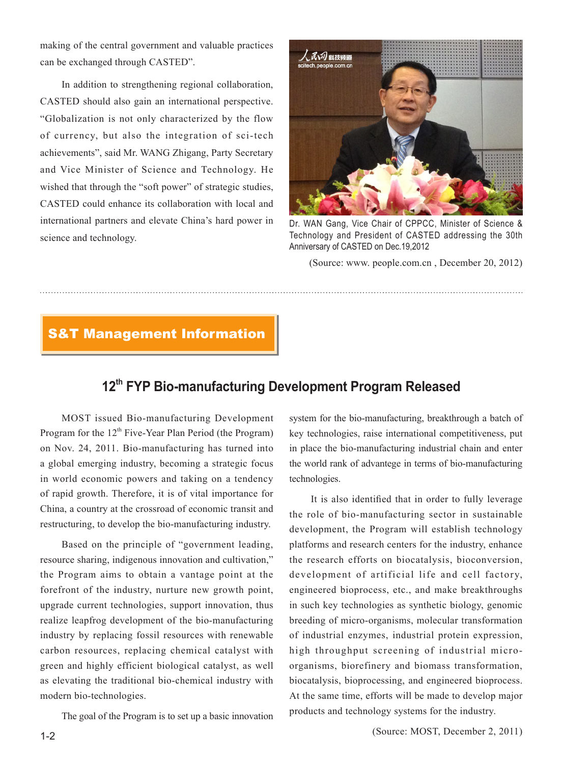making of the central government and valuable practices can be exchanged through CASTED".

In addition to strengthening regional collaboration, CASTED should also gain an international perspective. "Globalization is not only characterized by the flow of currency, but also the integration of sci-tech achievements", said Mr. WANG Zhigang, Party Secretary and Vice Minister of Science and Technology. He wished that through the "soft power" of strategic studies, CASTED could enhance its collaboration with local and international partners and elevate China's hard power in science and technology.

Dr. WAN Gang, Vice Chair of CPPCC, Minister of Science & Technology and President of CASTED addressing the 30th Anniversary of CASTED on Dec.19,2012

(Source: www. people.com.cn , December 20, 2012)

## S&T Management Information

### 12th FYP Bio-manufacturing Development Program Released

MOST issued Bio-manufacturing Development Program for the 12th Five-Year Plan Period (the Program) on Nov. 24, 2011. Bio-manufacturing has turned into a global emerging industry, becoming a strategic focus in world economic powers and taking on a tendency of rapid growth. Therefore, it is of vital importance for China, a country at the crossroad of economic transit and restructuring, to develop the bio-manufacturing industry.

Based on the principle of "government leading, resource sharing, indigenous innovation and cultivation," the Program aims to obtain a vantage point at the forefront of the industry, nurture new growth point, upgrade current technologies, support innovation, thus realize leapfrog development of the bio-manufacturing industry by replacing fossil resources with renewable carbon resources, replacing chemical catalyst with green and highly efficient biological catalyst, as well as elevating the traditional bio-chemical industry with modern bio-technologies.

The goal of the Program is to set up a basic innovation system for the bio-manufacturing, breakthrough a batch of key technologies, raise international competitiveness, put in place the bio-manufacturing industrial chain and enter the world rank of advantege in terms of bio-manufacturing technologies.

It is also identified that in order to fully leverage the role of bio-manufacturing sector in sustainable development, the Program will establish technology platforms and research centers for the industry, enhance the research efforts on biocatalysis, bioconversion, development of artificial life and cell factory, engineered bioprocess, etc., and make breakthroughs in such key technologies as synthetic biology, genomic breeding of micro-organisms, molecular transformation of industrial enzymes, industrial protein expression, high throughput screening of industrial micro-organisms, biorefinery and biomass transformation, biocatalysis, bioprocessing, and engineered bioprocess. At the same time, efforts will be made to develop major products and technology systems for the industry.

(Source: MOST, December 2, 2011)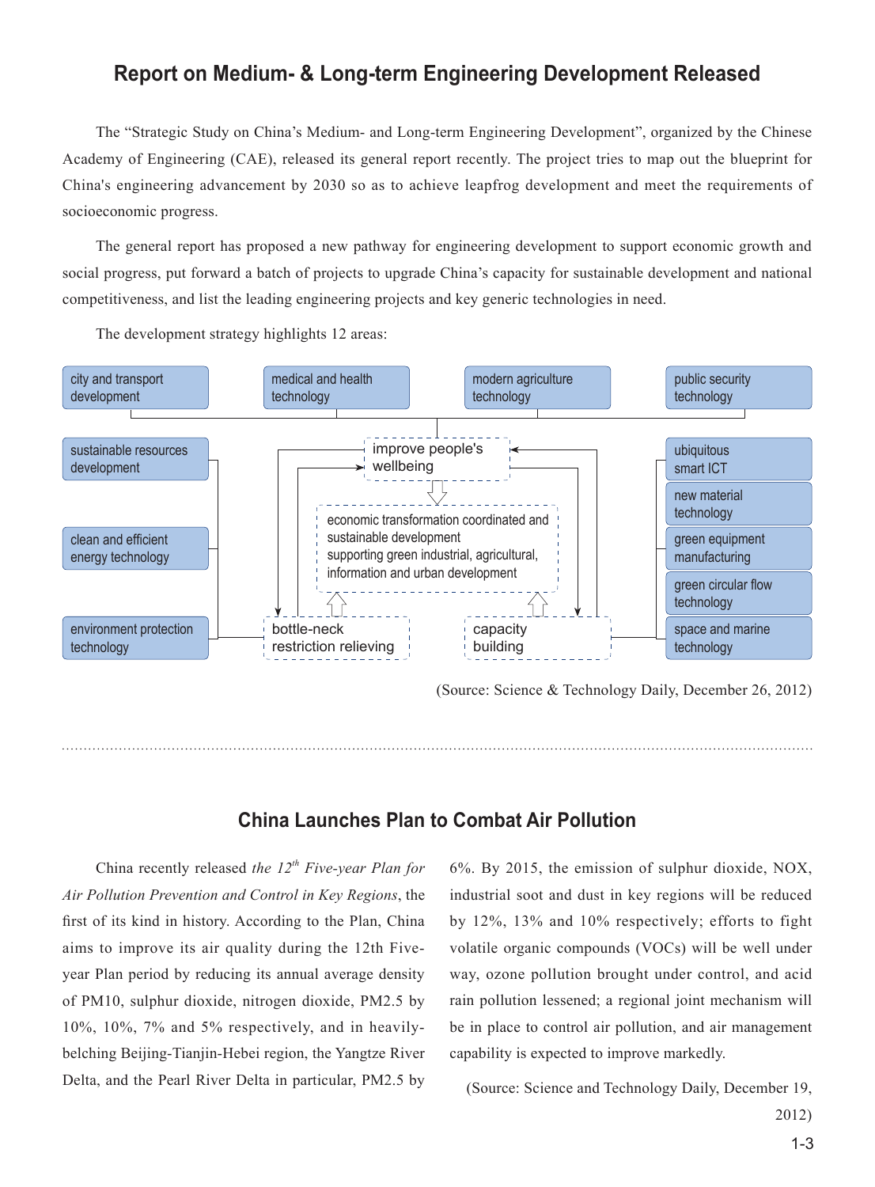## Report on Medium- & Long-term Engineering Development Released

The "Strategic Study on China's Medium- and Long-term Engineering Development", organized by the Chinese Academy of Engineering (CAE), released its general report recently. The project tries to map out the blueprint for China's engineering advancement by 2030 so as to achieve leapfrog development and meet the requirements of socioeconomic progress.

The general report has proposed a new pathway for engineering development to support economic growth and social progress, put forward a batch of projects to upgrade China's capacity for sustainable development and national competitiveness, and list the leading engineering projects and key generic technologies in need.

The development strategy highlights 12 areas:

city and transport development
medical and health technology
modern agriculture technology
public security technology
sustainable resources development
clean and efficient energy technology
environment protection technology
improve people's wellbeing
economic transformation coordinated and sustainable development
supporting green industrial, agricultural, information and urban development
bottle-neck restriction relieving
capacity building
ubiquitous smart ICT
new material technology
green equipment manufacturing
green circular flow technology
space and marine technology

(Source: Science & Technology Daily, December 26, 2012)

## China Launches Plan to Combat Air Pollution

China recently released *the 12th Five-year Plan for Air Pollution Prevention and Control in Key Regions*, the first of its kind in history. According to the Plan, China aims to improve its air quality during the 12th Five-year Plan period by reducing its annual average density of PM10, sulphur dioxide, nitrogen dioxide, PM2.5 by 10%, 10%, 7% and 5% respectively, and in heavily-belching Beijing-Tianjin-Hebei region, the Yangtze River Delta, and the Pearl River Delta in particular, PM2.5 by 6%. By 2015, the emission of sulphur dioxide, NOX, industrial soot and dust in key regions will be reduced by 12%, 13% and 10% respectively; efforts to fight volatile organic compounds (VOCs) will be well under way, ozone pollution brought under control, and acid rain pollution lessened; a regional joint mechanism will be in place to control air pollution, and air management capability is expected to improve markedly.

(Source: Science and Technology Daily, December 19, 2012)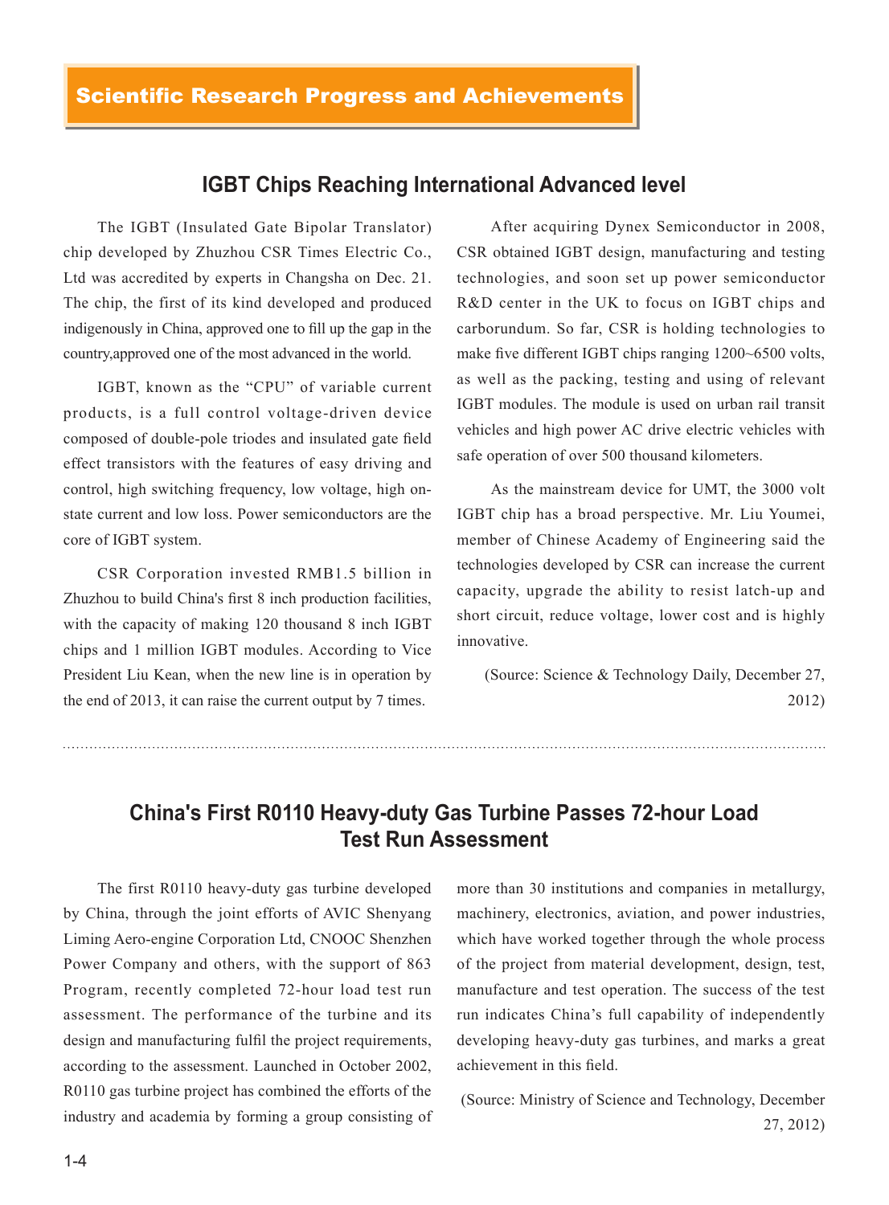# Scientific Research Progress and Achievements

## IGBT Chips Reaching International Advanced level

The IGBT (Insulated Gate Bipolar Translator) chip developed by Zhuzhou CSR Times Electric Co., Ltd was accredited by experts in Changsha on Dec. 21. The chip, the first of its kind developed and produced indigenously in China, approved one to fill up the gap in the country,approved one of the most advanced in the world.

IGBT, known as the "CPU" of variable current products, is a full control voltage-driven device composed of double-pole triodes and insulated gate field effect transistors with the features of easy driving and control, high switching frequency, low voltage, high on-state current and low loss. Power semiconductors are the core of IGBT system.

CSR Corporation invested RMB1.5 billion in Zhuzhou to build China's first 8 inch production facilities, with the capacity of making 120 thousand 8 inch IGBT chips and 1 million IGBT modules. According to Vice President Liu Kean, when the new line is in operation by the end of 2013, it can raise the current output by 7 times.

After acquiring Dynex Semiconductor in 2008, CSR obtained IGBT design, manufacturing and testing technologies, and soon set up power semiconductor R&D center in the UK to focus on IGBT chips and carborundum. So far, CSR is holding technologies to make five different IGBT chips ranging 1200~6500 volts, as well as the packing, testing and using of relevant IGBT modules. The module is used on urban rail transit vehicles and high power AC drive electric vehicles with safe operation of over 500 thousand kilometers.

As the mainstream device for UMT, the 3000 volt IGBT chip has a broad perspective. Mr. Liu Youmei, member of Chinese Academy of Engineering said the technologies developed by CSR can increase the current capacity, upgrade the ability to resist latch-up and short circuit, reduce voltage, lower cost and is highly innovative.

(Source: Science & Technology Daily, December 27, 2012)

## China's First R0110 Heavy-duty Gas Turbine Passes 72-hour Load Test Run Assessment

The first R0110 heavy-duty gas turbine developed by China, through the joint efforts of AVIC Shenyang Liming Aero-engine Corporation Ltd, CNOOC Shenzhen Power Company and others, with the support of 863 Program, recently completed 72-hour load test run assessment. The performance of the turbine and its design and manufacturing fulfil the project requirements, according to the assessment. Launched in October 2002, R0110 gas turbine project has combined the efforts of the industry and academia by forming a group consisting of more than 30 institutions and companies in metallurgy, machinery, electronics, aviation, and power industries, which have worked together through the whole process of the project from material development, design, test, manufacture and test operation. The success of the test run indicates China's full capability of independently developing heavy-duty gas turbines, and marks a great achievement in this field.

(Source: Ministry of Science and Technology, December 27, 2012)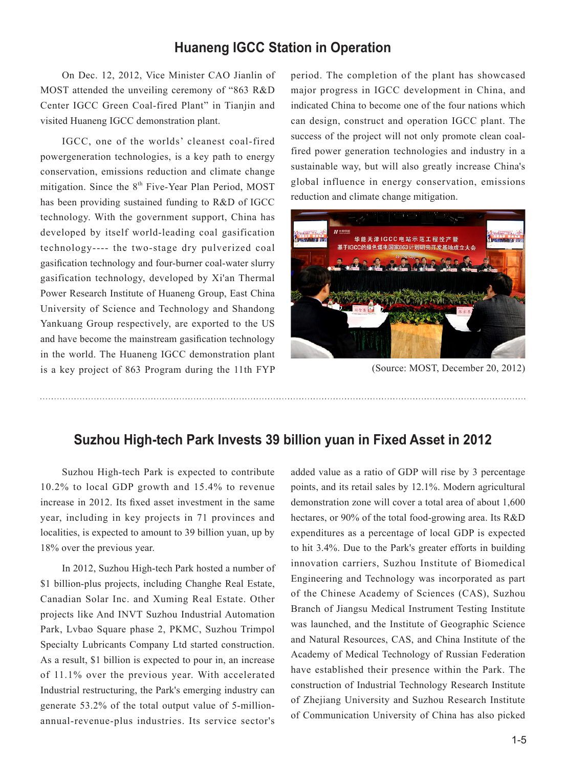## Huaneng IGCC Station in Operation

On Dec. 12, 2012, Vice Minister CAO Jianlin of MOST attended the unveiling ceremony of "863 R&D Center IGCC Green Coal-fired Plant" in Tianjin and visited Huaneng IGCC demonstration plant.

IGCC, one of the worlds' cleanest coal-fired powergeneration technologies, is a key path to energy conservation, emissions reduction and climate change mitigation. Since the 8th Five-Year Plan Period, MOST has been providing sustained funding to R&D of IGCC technology. With the government support, China has developed by itself world-leading coal gasification technology---- the two-stage dry pulverized coal gasification technology and four-burner coal-water slurry gasification technology, developed by Xi'an Thermal Power Research Institute of Huaneng Group, East China University of Science and Technology and Shandong Yankuang Group respectively, are exported to the US and have become the mainstream gasification technology in the world. The Huaneng IGCC demonstration plant is a key project of 863 Program during the 11th FYP period. The completion of the plant has showcased major progress in IGCC development in China, and indicated China to become one of the four nations which can design, construct and operation IGCC plant. The success of the project will not only promote clean coal-fired power generation technologies and industry in a sustainable way, but will also greatly increase China's global influence in energy conservation, emissions reduction and climate change mitigation.

(Source: MOST, December 20, 2012)

## Suzhou High-tech Park Invests 39 billion yuan in Fixed Asset in 2012

Suzhou High-tech Park is expected to contribute 10.2% to local GDP growth and 15.4% to revenue increase in 2012. Its fixed asset investment in the same year, including in key projects in 71 provinces and localities, is expected to amount to 39 billion yuan, up by 18% over the previous year.

In 2012, Suzhou High-tech Park hosted a number of $1 billion-plus projects, including Changhe Real Estate, Canadian Solar Inc. and Xuming Real Estate. Other projects like And INVT Suzhou Industrial Automation Park, Lvbao Square phase 2, PKMC, Suzhou Trimpol Specialty Lubricants Company Ltd started construction. As a result, $1 billion is expected to pour in, an increase of 11.1% over the previous year. With accelerated Industrial restructuring, the Park's emerging industry can generate 53.2% of the total output value of 5-million-annual-revenue-plus industries. Its service sector's added value as a ratio of GDP will rise by 3 percentage points, and its retail sales by 12.1%. Modern agricultural demonstration zone will cover a total area of about 1,600 hectares, or 90% of the total food-growing area. Its R&D expenditures as a percentage of local GDP is expected to hit 3.4%. Due to the Park's greater efforts in building innovation carriers, Suzhou Institute of Biomedical Engineering and Technology was incorporated as part of the Chinese Academy of Sciences (CAS), Suzhou Branch of Jiangsu Medical Instrument Testing Institute was launched, and the Institute of Geographic Science and Natural Resources, CAS, and China Institute of the Academy of Medical Technology of Russian Federation have established their presence within the Park. The construction of Industrial Technology Research Institute of Zhejiang University and Suzhou Research Institute of Communication University of China has also picked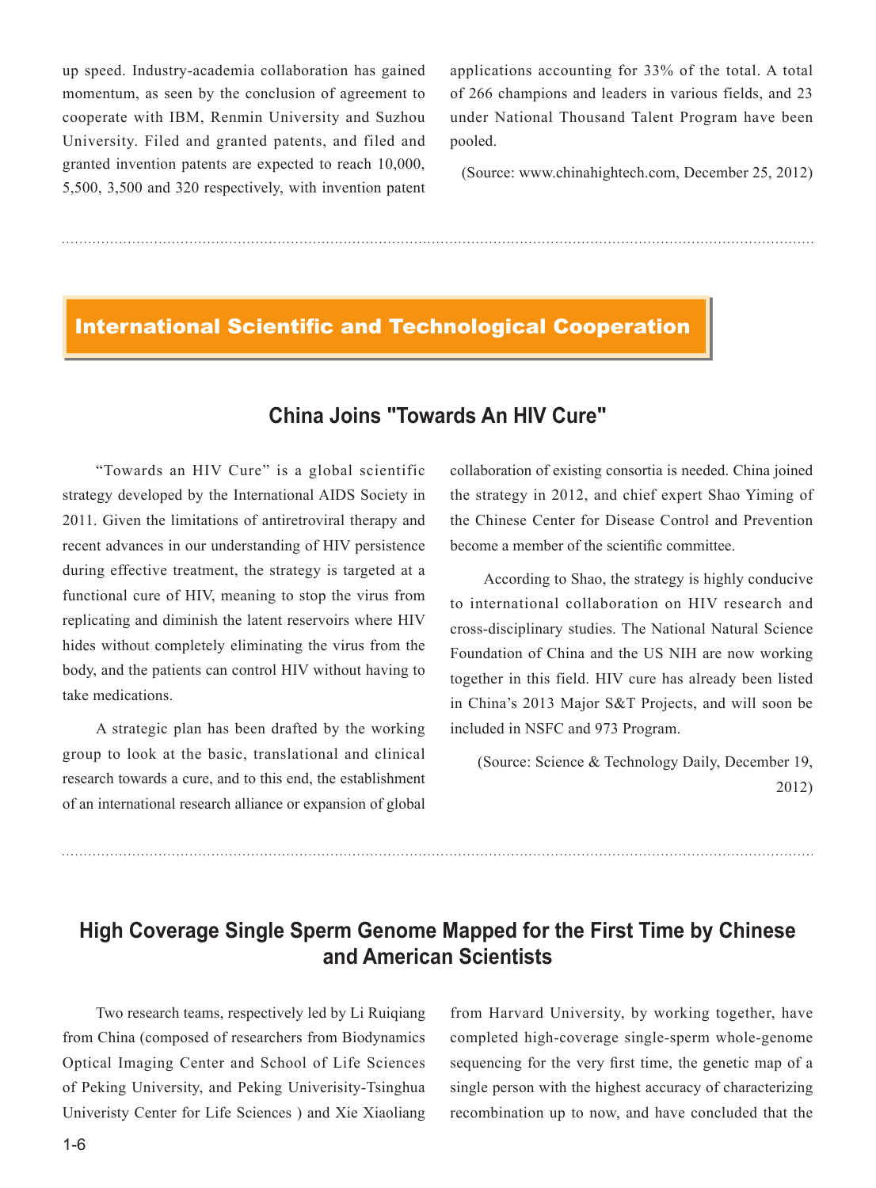up speed. Industry-academia collaboration has gained momentum, as seen by the conclusion of agreement to cooperate with IBM, Renmin University and Suzhou University. Filed and granted patents, and filed and granted invention patents are expected to reach 10,000, 5,500, 3,500 and 320 respectively, with invention patent applications accounting for 33% of the total. A total of 266 champions and leaders in various fields, and 23 under National Thousand Talent Program have been pooled.

(Source: www.chinahightech.com, December 25, 2012)

## International Scientific and Technological Cooperation

### China Joins "Towards An HIV Cure"

"Towards an HIV Cure" is a global scientific strategy developed by the International AIDS Society in 2011. Given the limitations of antiretroviral therapy and recent advances in our understanding of HIV persistence during effective treatment, the strategy is targeted at a functional cure of HIV, meaning to stop the virus from replicating and diminish the latent reservoirs where HIV hides without completely eliminating the virus from the body, and the patients can control HIV without having to take medications.

A strategic plan has been drafted by the working group to look at the basic, translational and clinical research towards a cure, and to this end, the establishment of an international research alliance or expansion of global collaboration of existing consortia is needed. China joined the strategy in 2012, and chief expert Shao Yiming of the Chinese Center for Disease Control and Prevention become a member of the scientific committee.

According to Shao, the strategy is highly conducive to international collaboration on HIV research and cross-disciplinary studies. The National Natural Science Foundation of China and the US NIH are now working together in this field. HIV cure has already been listed in China's 2013 Major S&T Projects, and will soon be included in NSFC and 973 Program.

(Source: Science & Technology Daily, December 19, 2012)

### High Coverage Single Sperm Genome Mapped for the First Time by Chinese and American Scientists

Two research teams, respectively led by Li Ruiqiang from China (composed of researchers from Biodynamics Optical Imaging Center and School of Life Sciences of Peking University, and Peking Univerisity-Tsinghua Univeristy Center for Life Sciences ) and Xie Xiaoliang from Harvard University, by working together, have completed high-coverage single-sperm whole-genome sequencing for the very first time, the genetic map of a single person with the highest accuracy of characterizing recombination up to now, and have concluded that the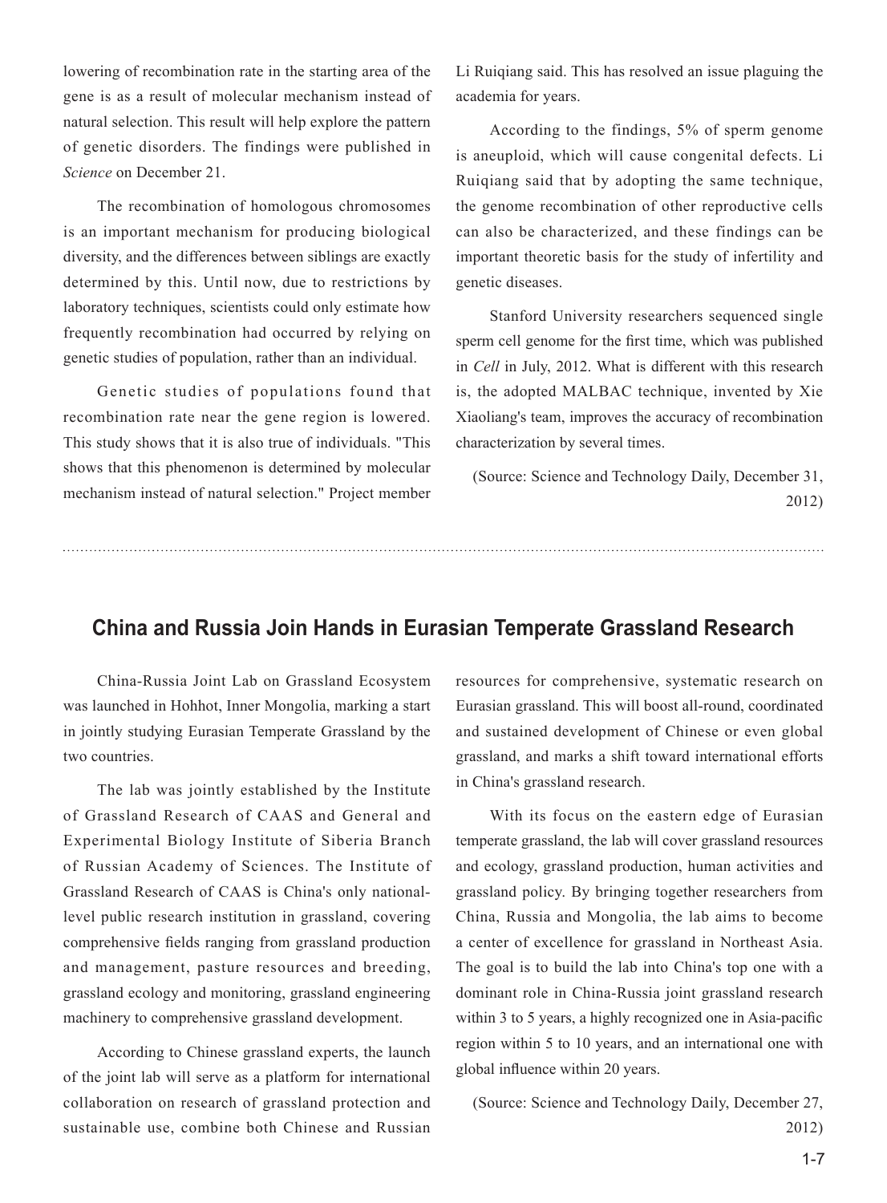lowering of recombination rate in the starting area of the gene is as a result of molecular mechanism instead of natural selection. This result will help explore the pattern of genetic disorders. The findings were published in *Science* on December 21.

The recombination of homologous chromosomes is an important mechanism for producing biological diversity, and the differences between siblings are exactly determined by this. Until now, due to restrictions by laboratory techniques, scientists could only estimate how frequently recombination had occurred by relying on genetic studies of population, rather than an individual.

Genetic studies of populations found that recombination rate near the gene region is lowered. This study shows that it is also true of individuals. "This shows that this phenomenon is determined by molecular mechanism instead of natural selection." Project member Li Ruiqiang said. This has resolved an issue plaguing the academia for years.

According to the findings, 5% of sperm genome is aneuploid, which will cause congenital defects. Li Ruiqiang said that by adopting the same technique, the genome recombination of other reproductive cells can also be characterized, and these findings can be important theoretic basis for the study of infertility and genetic diseases.

Stanford University researchers sequenced single sperm cell genome for the first time, which was published in *Cell* in July, 2012. What is different with this research is, the adopted MALBAC technique, invented by Xie Xiaoliang's team, improves the accuracy of recombination characterization by several times.

(Source: Science and Technology Daily, December 31, 2012)

## China and Russia Join Hands in Eurasian Temperate Grassland Research

China-Russia Joint Lab on Grassland Ecosystem was launched in Hohhot, Inner Mongolia, marking a start in jointly studying Eurasian Temperate Grassland by the two countries.

The lab was jointly established by the Institute of Grassland Research of CAAS and General and Experimental Biology Institute of Siberia Branch of Russian Academy of Sciences. The Institute of Grassland Research of CAAS is China's only national-level public research institution in grassland, covering comprehensive fields ranging from grassland production and management, pasture resources and breeding, grassland ecology and monitoring, grassland engineering machinery to comprehensive grassland development.

According to Chinese grassland experts, the launch of the joint lab will serve as a platform for international collaboration on research of grassland protection and sustainable use, combine both Chinese and Russian resources for comprehensive, systematic research on Eurasian grassland. This will boost all-round, coordinated and sustained development of Chinese or even global grassland, and marks a shift toward international efforts in China's grassland research.

With its focus on the eastern edge of Eurasian temperate grassland, the lab will cover grassland resources and ecology, grassland production, human activities and grassland policy. By bringing together researchers from China, Russia and Mongolia, the lab aims to become a center of excellence for grassland in Northeast Asia. The goal is to build the lab into China's top one with a dominant role in China-Russia joint grassland research within 3 to 5 years, a highly recognized one in Asia-pacific region within 5 to 10 years, and an international one with global influence within 20 years.

(Source: Science and Technology Daily, December 27, 2012)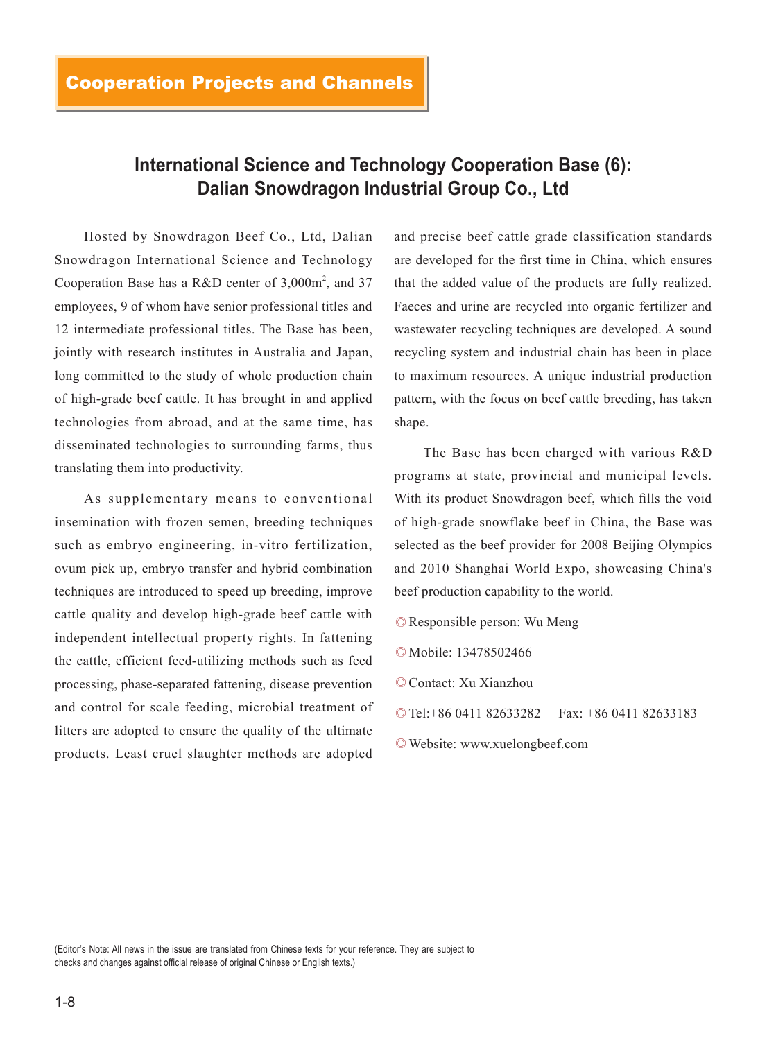## Cooperation Projects and Channels

### International Science and Technology Cooperation Base (6): Dalian Snowdragon Industrial Group Co., Ltd

Hosted by Snowdragon Beef Co., Ltd, Dalian Snowdragon International Science and Technology Cooperation Base has a R&D center of 3,000m$^2$, and 37 employees, 9 of whom have senior professional titles and 12 intermediate professional titles. The Base has been, jointly with research institutes in Australia and Japan, long committed to the study of whole production chain of high-grade beef cattle. It has brought in and applied technologies from abroad, and at the same time, has disseminated technologies to surrounding farms, thus translating them into productivity.

As supplementary means to conventional insemination with frozen semen, breeding techniques such as embryo engineering, in-vitro fertilization, ovum pick up, embryo transfer and hybrid combination techniques are introduced to speed up breeding, improve cattle quality and develop high-grade beef cattle with independent intellectual property rights. In fattening the cattle, efficient feed-utilizing methods such as feed processing, phase-separated fattening, disease prevention and control for scale feeding, microbial treatment of litters are adopted to ensure the quality of the ultimate products. Least cruel slaughter methods are adopted and precise beef cattle grade classification standards are developed for the first time in China, which ensures that the added value of the products are fully realized. Faeces and urine are recycled into organic fertilizer and wastewater recycling techniques are developed. A sound recycling system and industrial chain has been in place to maximum resources. A unique industrial production pattern, with the focus on beef cattle breeding, has taken shape.

The Base has been charged with various R&D programs at state, provincial and municipal levels. With its product Snowdragon beef, which fills the void of high-grade snowflake beef in China, the Base was selected as the beef provider for 2008 Beijing Olympics and 2010 Shanghai World Expo, showcasing China's beef production capability to the world.

◎Responsible person: Wu Meng

◎Mobile: 13478502466

◎Contact: Xu Xianzhou

◎Tel:+86 0411 82633282 Fax: +86 0411 82633183

◎Website: www.xuelongbeef.com

(Editor's Note: All news in the issue are translated from Chinese texts for your reference. They are subject to checks and changes against official release of original Chinese or English texts.)